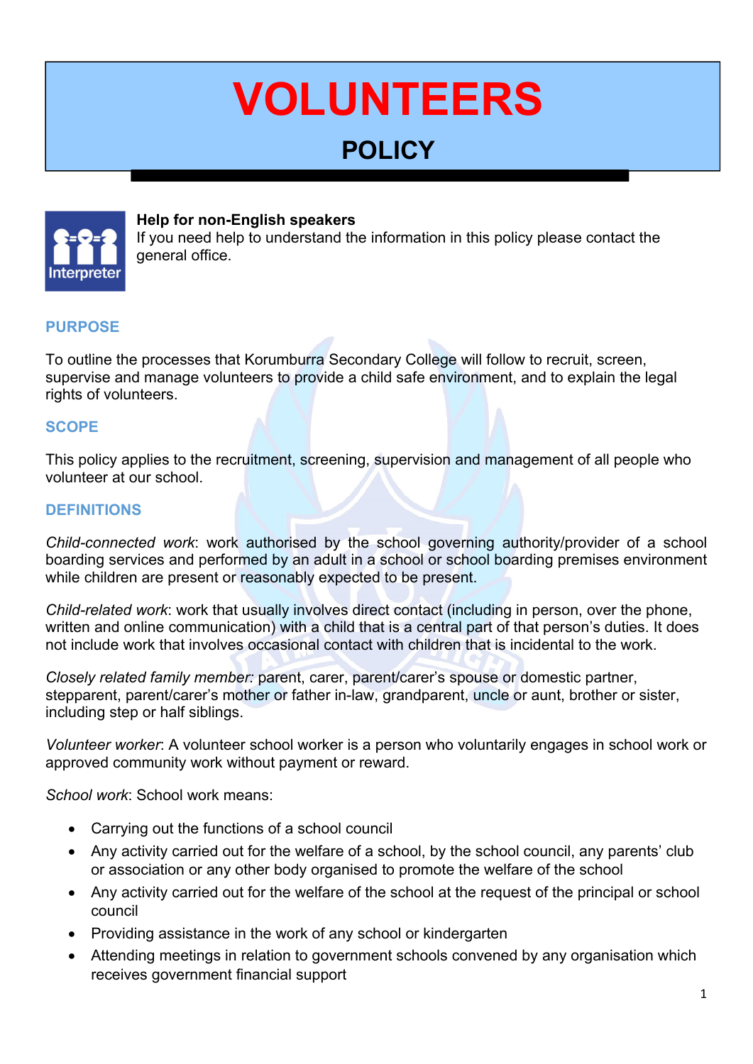# VOLUNTEERS

## POLICY

**Help for non-English speakers**
If you need help to understand the information in this policy please contact the general office.

### PURPOSE

To outline the processes that Korumburra Secondary College will follow to recruit, screen, supervise and manage volunteers to provide a child safe environment, and to explain the legal rights of volunteers.

### SCOPE

This policy applies to the recruitment, screening, supervision and management of all people who volunteer at our school.

### DEFINITIONS

*Child-connected work*: work authorised by the school governing authority/provider of a school boarding services and performed by an adult in a school or school boarding premises environment while children are present or reasonably expected to be present.

*Child-related work*: work that usually involves direct contact (including in person, over the phone, written and online communication) with a child that is a central part of that person's duties. It does not include work that involves occasional contact with children that is incidental to the work.

*Closely related family member:* parent, carer, parent/carer's spouse or domestic partner, stepparent, parent/carer's mother or father in-law, grandparent, uncle or aunt, brother or sister, including step or half siblings.

*Volunteer worker*: A volunteer school worker is a person who voluntarily engages in school work or approved community work without payment or reward.

*School work*: School work means:

- Carrying out the functions of a school council
- Any activity carried out for the welfare of a school, by the school council, any parents' club or association or any other body organised to promote the welfare of the school
- Any activity carried out for the welfare of the school at the request of the principal or school council
- Providing assistance in the work of any school or kindergarten
- Attending meetings in relation to government schools convened by any organisation which receives government financial support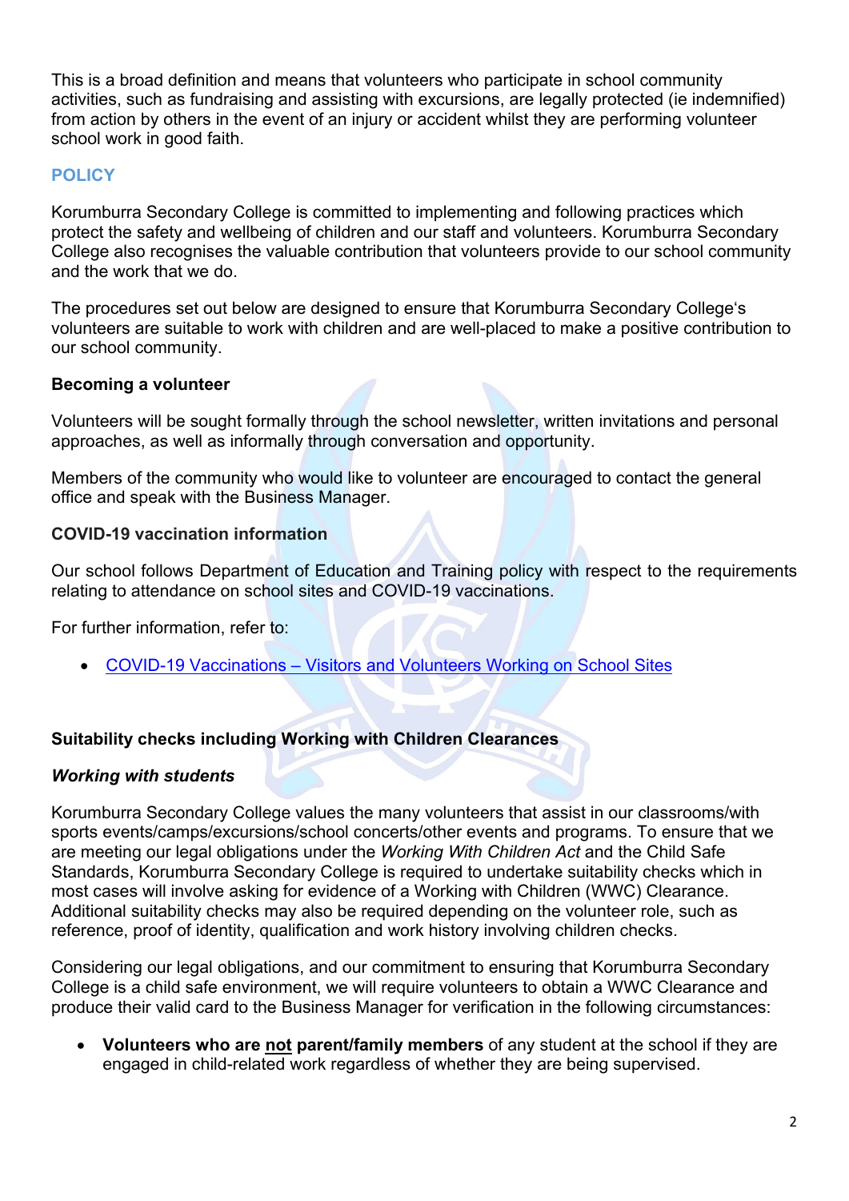This is a broad definition and means that volunteers who participate in school community activities, such as fundraising and assisting with excursions, are legally protected (ie indemnified) from action by others in the event of an injury or accident whilst they are performing volunteer school work in good faith.

## POLICY

Korumburra Secondary College is committed to implementing and following practices which protect the safety and wellbeing of children and our staff and volunteers. Korumburra Secondary College also recognises the valuable contribution that volunteers provide to our school community and the work that we do.

The procedures set out below are designed to ensure that Korumburra Secondary College's volunteers are suitable to work with children and are well-placed to make a positive contribution to our school community.

### Becoming a volunteer

Volunteers will be sought formally through the school newsletter, written invitations and personal approaches, as well as informally through conversation and opportunity.

Members of the community who would like to volunteer are encouraged to contact the general office and speak with the Business Manager.

### COVID-19 vaccination information

Our school follows Department of Education and Training policy with respect to the requirements relating to attendance on school sites and COVID-19 vaccinations.

For further information, refer to:

- COVID-19 Vaccinations – Visitors and Volunteers Working on School Sites

### Suitability checks including Working with Children Clearances

#### *Working with students*

Korumburra Secondary College values the many volunteers that assist in our classrooms/with sports events/camps/excursions/school concerts/other events and programs. To ensure that we are meeting our legal obligations under the *Working With Children Act* and the Child Safe Standards, Korumburra Secondary College is required to undertake suitability checks which in most cases will involve asking for evidence of a Working with Children (WWC) Clearance. Additional suitability checks may also be required depending on the volunteer role, such as reference, proof of identity, qualification and work history involving children checks.

Considering our legal obligations, and our commitment to ensuring that Korumburra Secondary College is a child safe environment, we will require volunteers to obtain a WWC Clearance and produce their valid card to the Business Manager for verification in the following circumstances:

- **Volunteers who are <u>not</u> parent/family members** of any student at the school if they are engaged in child-related work regardless of whether they are being supervised.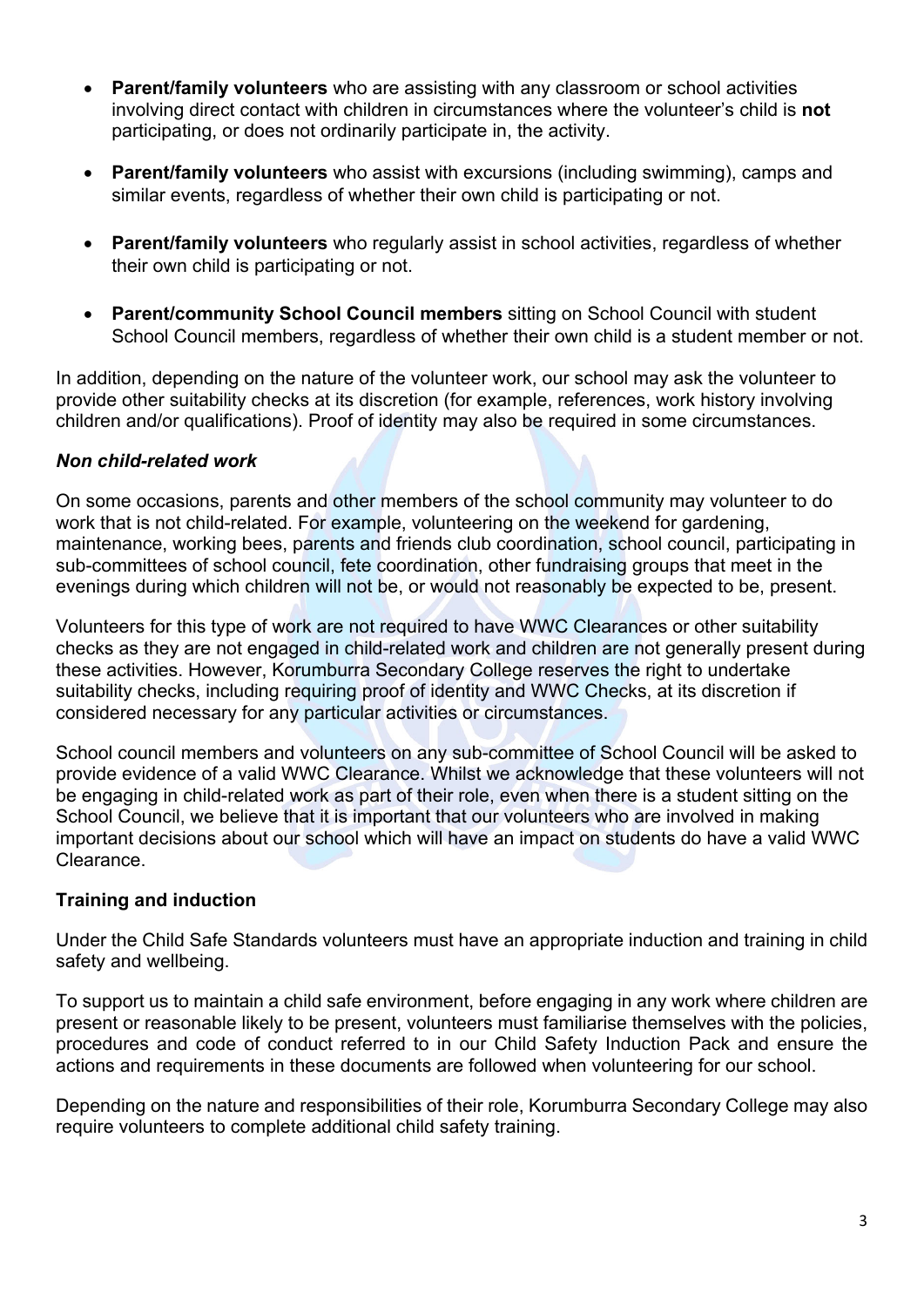- **Parent/family volunteers** who are assisting with any classroom or school activities involving direct contact with children in circumstances where the volunteer's child is **not** participating, or does not ordinarily participate in, the activity.
- **Parent/family volunteers** who assist with excursions (including swimming), camps and similar events, regardless of whether their own child is participating or not.
- **Parent/family volunteers** who regularly assist in school activities, regardless of whether their own child is participating or not.
- **Parent/community School Council members** sitting on School Council with student School Council members, regardless of whether their own child is a student member or not.

In addition, depending on the nature of the volunteer work, our school may ask the volunteer to provide other suitability checks at its discretion (for example, references, work history involving children and/or qualifications). Proof of identity may also be required in some circumstances.

### *Non child-related work*

On some occasions, parents and other members of the school community may volunteer to do work that is not child-related. For example, volunteering on the weekend for gardening, maintenance, working bees, parents and friends club coordination, school council, participating in sub-committees of school council, fete coordination, other fundraising groups that meet in the evenings during which children will not be, or would not reasonably be expected to be, present.

Volunteers for this type of work are not required to have WWC Clearances or other suitability checks as they are not engaged in child-related work and children are not generally present during these activities. However, Korumburra Secondary College reserves the right to undertake suitability checks, including requiring proof of identity and WWC Checks, at its discretion if considered necessary for any particular activities or circumstances.

School council members and volunteers on any sub-committee of School Council will be asked to provide evidence of a valid WWC Clearance. Whilst we acknowledge that these volunteers will not be engaging in child-related work as part of their role, even when there is a student sitting on the School Council, we believe that it is important that our volunteers who are involved in making important decisions about our school which will have an impact on students do have a valid WWC Clearance.

### Training and induction

Under the Child Safe Standards volunteers must have an appropriate induction and training in child safety and wellbeing.

To support us to maintain a child safe environment, before engaging in any work where children are present or reasonable likely to be present, volunteers must familiarise themselves with the policies, procedures and code of conduct referred to in our Child Safety Induction Pack and ensure the actions and requirements in these documents are followed when volunteering for our school.

Depending on the nature and responsibilities of their role, Korumburra Secondary College may also require volunteers to complete additional child safety training.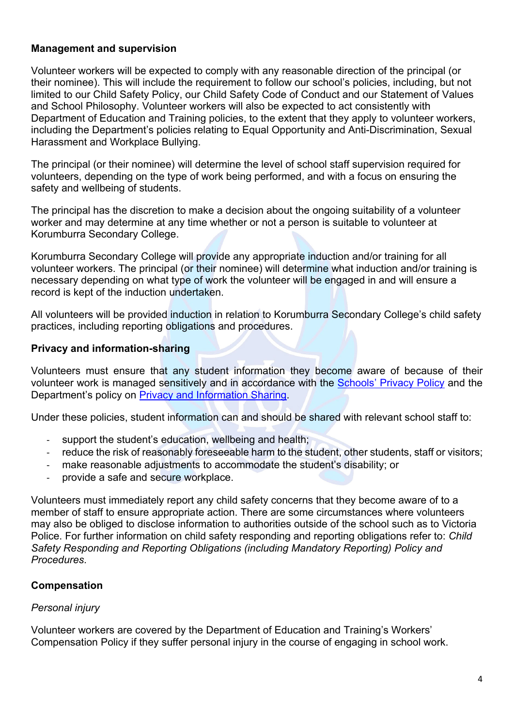**Management and supervision**

Volunteer workers will be expected to comply with any reasonable direction of the principal (or their nominee). This will include the requirement to follow our school's policies, including, but not limited to our Child Safety Policy, our Child Safety Code of Conduct and our Statement of Values and School Philosophy. Volunteer workers will also be expected to act consistently with Department of Education and Training policies, to the extent that they apply to volunteer workers, including the Department's policies relating to Equal Opportunity and Anti-Discrimination, Sexual Harassment and Workplace Bullying.

The principal (or their nominee) will determine the level of school staff supervision required for volunteers, depending on the type of work being performed, and with a focus on ensuring the safety and wellbeing of students.

The principal has the discretion to make a decision about the ongoing suitability of a volunteer worker and may determine at any time whether or not a person is suitable to volunteer at Korumburra Secondary College.

Korumburra Secondary College will provide any appropriate induction and/or training for all volunteer workers. The principal (or their nominee) will determine what induction and/or training is necessary depending on what type of work the volunteer will be engaged in and will ensure a record is kept of the induction undertaken.

All volunteers will be provided induction in relation to Korumburra Secondary College's child safety practices, including reporting obligations and procedures.

**Privacy and information-sharing**

Volunteers must ensure that any student information they become aware of because of their volunteer work is managed sensitively and in accordance with the Schools' Privacy Policy and the Department's policy on Privacy and Information Sharing.

Under these policies, student information can and should be shared with relevant school staff to:

- support the student's education, wellbeing and health;
- reduce the risk of reasonably foreseeable harm to the student, other students, staff or visitors;
- make reasonable adjustments to accommodate the student's disability; or
- provide a safe and secure workplace.

Volunteers must immediately report any child safety concerns that they become aware of to a member of staff to ensure appropriate action. There are some circumstances where volunteers may also be obliged to disclose information to authorities outside of the school such as to Victoria Police. For further information on child safety responding and reporting obligations refer to: *Child Safety Responding and Reporting Obligations (including Mandatory Reporting) Policy and Procedures.*

**Compensation**

*Personal injury*

Volunteer workers are covered by the Department of Education and Training's Workers' Compensation Policy if they suffer personal injury in the course of engaging in school work.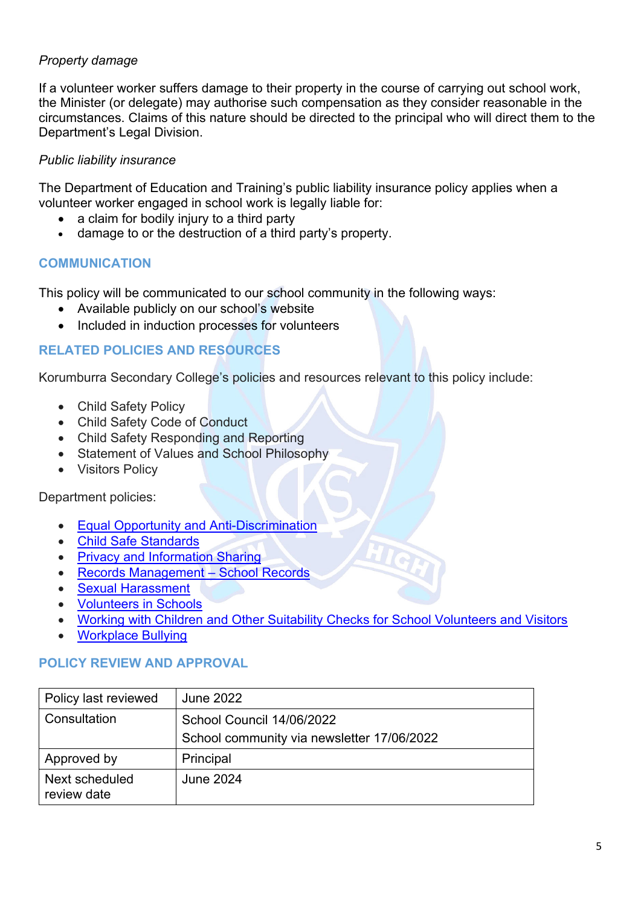*Property damage*

If a volunteer worker suffers damage to their property in the course of carrying out school work, the Minister (or delegate) may authorise such compensation as they consider reasonable in the circumstances. Claims of this nature should be directed to the principal who will direct them to the Department's Legal Division.

*Public liability insurance*

The Department of Education and Training's public liability insurance policy applies when a volunteer worker engaged in school work is legally liable for:

- a claim for bodily injury to a third party
- damage to or the destruction of a third party's property.

## COMMUNICATION

This policy will be communicated to our school community in the following ways:

- Available publicly on our school's website
- Included in induction processes for volunteers

## RELATED POLICIES AND RESOURCES

Korumburra Secondary College's policies and resources relevant to this policy include:

- Child Safety Policy
- Child Safety Code of Conduct
- Child Safety Responding and Reporting
- Statement of Values and School Philosophy
- Visitors Policy

Department policies:

- Equal Opportunity and Anti-Discrimination
- Child Safe Standards
- Privacy and Information Sharing
- Records Management – School Records
- Sexual Harassment
- Volunteers in Schools
- Working with Children and Other Suitability Checks for School Volunteers and Visitors
- Workplace Bullying

## POLICY REVIEW AND APPROVAL

| | |
|---|---|
| Policy last reviewed | June 2022 |
| Consultation | School Council 14/06/2022<br>School community via newsletter 17/06/2022 |
| Approved by | Principal |
| Next scheduled review date | June 2024 |